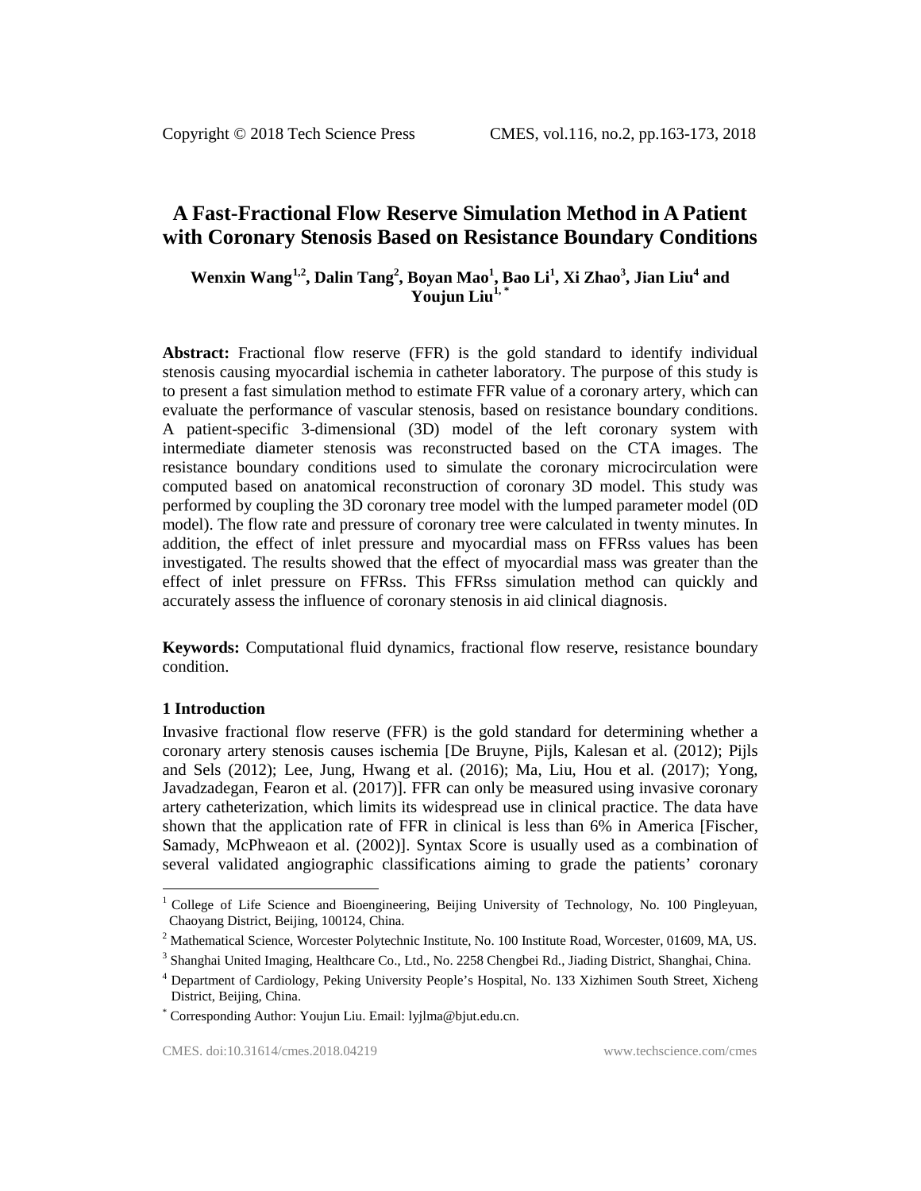# A Fast-Fractional Flow Reserve Simulation Method in A Patient with Coronary Stenosis Based on Resistance Boundary Conditions

**Wenxin Wang[1,2], Dalin Tang[2], Boyan Mao[1], Bao Li[1], Xi Zhao[3], Jian Liu[4] and Youjun Liu[1,*]**

**Abstract:** Fractional flow reserve (FFR) is the gold standard to identify individual stenosis causing myocardial ischemia in catheter laboratory. The purpose of this study is to present a fast simulation method to estimate FFR value of a coronary artery, which can evaluate the performance of vascular stenosis, based on resistance boundary conditions. A patient-specific 3-dimensional (3D) model of the left coronary system with intermediate diameter stenosis was reconstructed based on the CTA images. The resistance boundary conditions used to simulate the coronary microcirculation were computed based on anatomical reconstruction of coronary 3D model. This study was performed by coupling the 3D coronary tree model with the lumped parameter model (0D model). The flow rate and pressure of coronary tree were calculated in twenty minutes. In addition, the effect of inlet pressure and myocardial mass on FFRss values has been investigated. The results showed that the effect of myocardial mass was greater than the effect of inlet pressure on FFRss. This FFRss simulation method can quickly and accurately assess the influence of coronary stenosis in aid clinical diagnosis.

**Keywords:** Computational fluid dynamics, fractional flow reserve, resistance boundary condition.

## 1 Introduction

Invasive fractional flow reserve (FFR) is the gold standard for determining whether a coronary artery stenosis causes ischemia [De Bruyne, Pijls, Kalesan et al. (2012); Pijls and Sels (2012); Lee, Jung, Hwang et al. (2016); Ma, Liu, Hou et al. (2017); Yong, Javadzadegan, Fearon et al. (2017)]. FFR can only be measured using invasive coronary artery catheterization, which limits its widespread use in clinical practice. The data have shown that the application rate of FFR in clinical is less than 6% in America [Fischer, Samady, McPhweaon et al. (2002)]. Syntax Score is usually used as a combination of several validated angiographic classifications aiming to grade the patients' coronary

---

[1] College of Life Science and Bioengineering, Beijing University of Technology, No. 100 Pingleyuan, Chaoyang District, Beijing, 100124, China.

[2] Mathematical Science, Worcester Polytechnic Institute, No. 100 Institute Road, Worcester, 01609, MA, US.

[3] Shanghai United Imaging, Healthcare Co., Ltd., No. 2258 Chengbei Rd., Jiading District, Shanghai, China.

[4] Department of Cardiology, Peking University People's Hospital, No. 133 Xizhimen South Street, Xicheng District, Beijing, China.

[*] Corresponding Author: Youjun Liu. Email: lyjlma@bjut.edu.cn.

CMES. doi:10.31614/cmes.2018.04219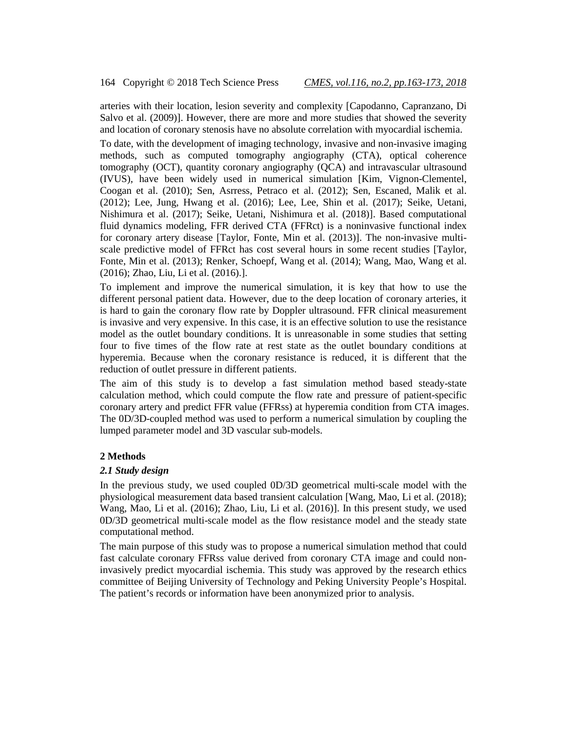arteries with their location, lesion severity and complexity [Capodanno, Capranzano, Di Salvo et al. (2009)]. However, there are more and more studies that showed the severity and location of coronary stenosis have no absolute correlation with myocardial ischemia.

To date, with the development of imaging technology, invasive and non-invasive imaging methods, such as computed tomography angiography (CTA), optical coherence tomography (OCT), quantity coronary angiography (QCA) and intravascular ultrasound (IVUS), have been widely used in numerical simulation [Kim, Vignon-Clementel, Coogan et al. (2010); Sen, Asrress, Petraco et al. (2012); Sen, Escaned, Malik et al. (2012); Lee, Jung, Hwang et al. (2016); Lee, Lee, Shin et al. (2017); Seike, Uetani, Nishimura et al. (2017); Seike, Uetani, Nishimura et al. (2018)]. Based computational fluid dynamics modeling, FFR derived CTA (FFRct) is a noninvasive functional index for coronary artery disease [Taylor, Fonte, Min et al. (2013)]. The non-invasive multi-scale predictive model of FFRct has cost several hours in some recent studies [Taylor, Fonte, Min et al. (2013); Renker, Schoepf, Wang et al. (2014); Wang, Mao, Wang et al. (2016); Zhao, Liu, Li et al. (2016).].

To implement and improve the numerical simulation, it is key that how to use the different personal patient data. However, due to the deep location of coronary arteries, it is hard to gain the coronary flow rate by Doppler ultrasound. FFR clinical measurement is invasive and very expensive. In this case, it is an effective solution to use the resistance model as the outlet boundary conditions. It is unreasonable in some studies that setting four to five times of the flow rate at rest state as the outlet boundary conditions at hyperemia. Because when the coronary resistance is reduced, it is different that the reduction of outlet pressure in different patients.

The aim of this study is to develop a fast simulation method based steady-state calculation method, which could compute the flow rate and pressure of patient-specific coronary artery and predict FFR value (FFRss) at hyperemia condition from CTA images. The 0D/3D-coupled method was used to perform a numerical simulation by coupling the lumped parameter model and 3D vascular sub-models.

## 2 Methods

### *2.1 Study design*

In the previous study, we used coupled 0D/3D geometrical multi-scale model with the physiological measurement data based transient calculation [Wang, Mao, Li et al. (2018); Wang, Mao, Li et al. (2016); Zhao, Liu, Li et al. (2016)]. In this present study, we used 0D/3D geometrical multi-scale model as the flow resistance model and the steady state computational method.

The main purpose of this study was to propose a numerical simulation method that could fast calculate coronary FFRss value derived from coronary CTA image and could non-invasively predict myocardial ischemia. This study was approved by the research ethics committee of Beijing University of Technology and Peking University People's Hospital. The patient's records or information have been anonymized prior to analysis.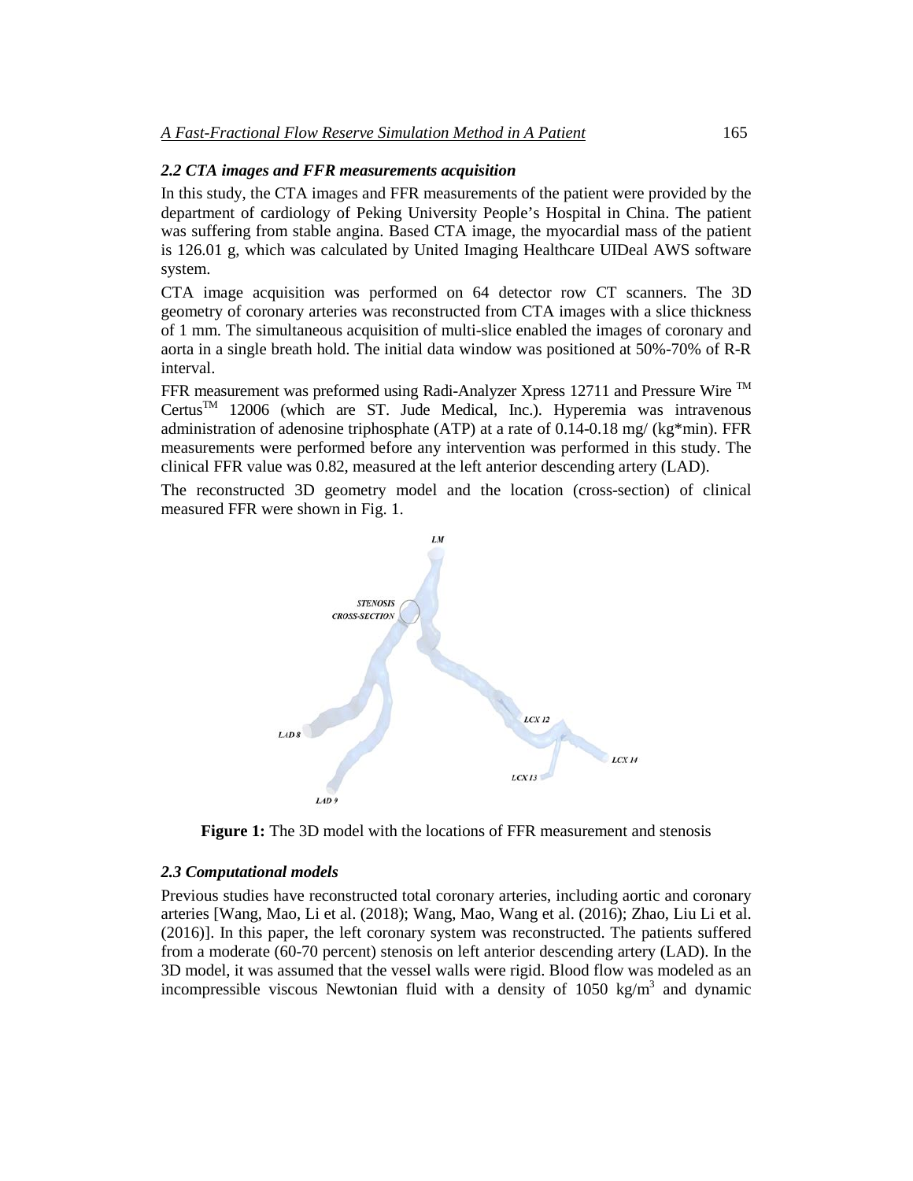### *2.2 CTA images and FFR measurements acquisition*

In this study, the CTA images and FFR measurements of the patient were provided by the department of cardiology of Peking University People's Hospital in China. The patient was suffering from stable angina. Based CTA image, the myocardial mass of the patient is 126.01 g, which was calculated by United Imaging Healthcare UIDeal AWS software system.

CTA image acquisition was performed on 64 detector row CT scanners. The 3D geometry of coronary arteries was reconstructed from CTA images with a slice thickness of 1 mm. The simultaneous acquisition of multi-slice enabled the images of coronary and aorta in a single breath hold. The initial data window was positioned at 50%-70% of R-R interval.

FFR measurement was preformed using Radi-Analyzer Xpress 12711 and Pressure Wire TM CertusTM 12006 (which are ST. Jude Medical, Inc.). Hyperemia was intravenous administration of adenosine triphosphate (ATP) at a rate of 0.14-0.18 mg/ (kg*min). FFR measurements were performed before any intervention was performed in this study. The clinical FFR value was 0.82, measured at the left anterior descending artery (LAD).

The reconstructed 3D geometry model and the location (cross-section) of clinical measured FFR were shown in Fig. 1.

LM

STENOSIS CROSS-SECTION

LAD 8

LAD 9

LCX 12

LCX 13

LCX 14

**Figure 1:** The 3D model with the locations of FFR measurement and stenosis

### *2.3 Computational models*

Previous studies have reconstructed total coronary arteries, including aortic and coronary arteries [Wang, Mao, Li et al. (2018); Wang, Mao, Wang et al. (2016); Zhao, Liu Li et al. (2016)]. In this paper, the left coronary system was reconstructed. The patients suffered from a moderate (60-70 percent) stenosis on left anterior descending artery (LAD). In the 3D model, it was assumed that the vessel walls were rigid. Blood flow was modeled as an incompressible viscous Newtonian fluid with a density of 1050 $kg/m^3$ and dynamic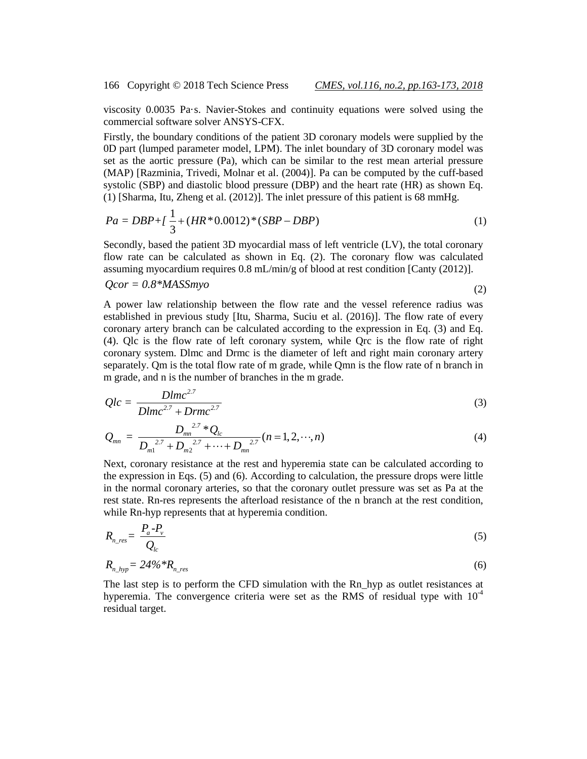viscosity 0.0035 Pa·s. Navier-Stokes and continuity equations were solved using the commercial software solver ANSYS-CFX.

Firstly, the boundary conditions of the patient 3D coronary models were supplied by the 0D part (lumped parameter model, LPM). The inlet boundary of 3D coronary model was set as the aortic pressure (Pa), which can be similar to the rest mean arterial pressure (MAP) [Razminia, Trivedi, Molnar et al. (2004)]. Pa can be computed by the cuff-based systolic (SBP) and diastolic blood pressure (DBP) and the heart rate (HR) as shown Eq. (1) [Sharma, Itu, Zheng et al. (2012)]. The inlet pressure of this patient is 68 mmHg.

$$Pa = DBP + [\frac{1}{3} + (HR * 0.0012) * (SBP - DBP) \tag{1}$$

Secondly, based the patient 3D myocardial mass of left ventricle (LV), the total coronary flow rate can be calculated as shown in Eq. (2). The coronary flow was calculated assuming myocardium requires 0.8 mL/min/g of blood at rest condition [Canty (2012)].

$$Qcor = 0.8 * MASSmyo \tag{2}$$

A power law relationship between the flow rate and the vessel reference radius was established in previous study [Itu, Sharma, Suciu et al. (2016)]. The flow rate of every coronary artery branch can be calculated according to the expression in Eq. (3) and Eq. (4). Qlc is the flow rate of left coronary system, while Qrc is the flow rate of right coronary system. Dlmc and Drmc is the diameter of left and right main coronary artery separately. Qm is the total flow rate of m grade, while Qmn is the flow rate of n branch in m grade, and n is the number of branches in the m grade.

$$Qlc = \frac{Dlmc^{2.7}}{Dlmc^{2.7} + Drmc^{2.7}} \tag{3}$$

$$Q_{mn} = \frac{{D_{mn}}^{2.7} * Q_{lc}}{{D_{m1}}^{2.7} + {D_{m2}}^{2.7} + \cdots + {D_{mn}}^{2.7}} (n = 1, 2, \cdots, n) \tag{4}$$

Next, coronary resistance at the rest and hyperemia state can be calculated according to the expression in Eqs. (5) and (6). According to calculation, the pressure drops were little in the normal coronary arteries, so that the coronary outlet pressure was set as Pa at the rest state. Rn-res represents the afterload resistance of the n branch at the rest condition, while Rn-hyp represents that at hyperemia condition.

$$R_{n\_res} = \frac{P_a - P_v}{Q_{lc}} \tag{5}$$

$$R_{n\_hyp} = 24\% * R_{n\_res} \tag{6}$$

The last step is to perform the CFD simulation with the Rn_hyp as outlet resistances at hyperemia. The convergence criteria were set as the RMS of residual type with $10^{-4}$ residual target.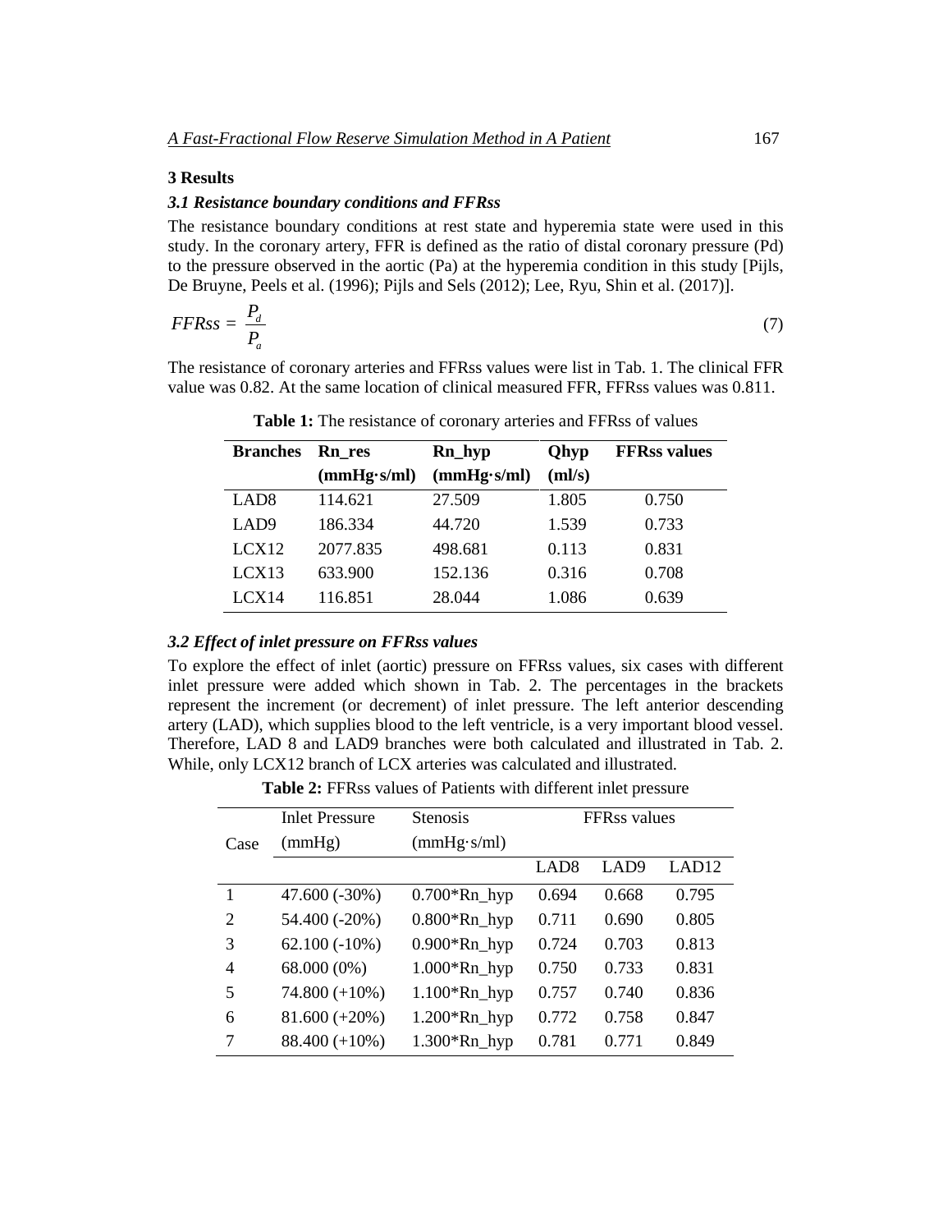## 3 Results

### *3.1 Resistance boundary conditions and FFRss*

The resistance boundary conditions at rest state and hyperemia state were used in this study. In the coronary artery, FFR is defined as the ratio of distal coronary pressure (Pd) to the pressure observed in the aortic (Pa) at the hyperemia condition in this study [Pijls, De Bruyne, Peels et al. (1996); Pijls and Sels (2012); Lee, Ryu, Shin et al. (2017)].

$$FFRss = \frac{P_d}{P_a} \tag{7}$$

The resistance of coronary arteries and FFRss values were list in Tab. 1. The clinical FFR value was 0.82. At the same location of clinical measured FFR, FFRss values was 0.811.

**Table 1:** The resistance of coronary arteries and FFRss of values

| Branches | Rn_res (mmHg·s/ml) | Rn_hyp (mmHg·s/ml) | Qhyp (ml/s) | FFRss values |
|---|---|---|---|---|
| LAD8 | 114.621 | 27.509 | 1.805 | 0.750 |
| LAD9 | 186.334 | 44.720 | 1.539 | 0.733 |
| LCX12 | 2077.835 | 498.681 | 0.113 | 0.831 |
| LCX13 | 633.900 | 152.136 | 0.316 | 0.708 |
| LCX14 | 116.851 | 28.044 | 1.086 | 0.639 |

### *3.2 Effect of inlet pressure on FFRss values*

To explore the effect of inlet (aortic) pressure on FFRss values, six cases with different inlet pressure were added which shown in Tab. 2. The percentages in the brackets represent the increment (or decrement) of inlet pressure. The left anterior descending artery (LAD), which supplies blood to the left ventricle, is a very important blood vessel. Therefore, LAD 8 and LAD9 branches were both calculated and illustrated in Tab. 2. While, only LCX12 branch of LCX arteries was calculated and illustrated.

**Table 2:** FFRss values of Patients with different inlet pressure

| Case | Inlet Pressure (mmHg) | Stenosis (mmHg·s/ml) | FFRss values | | |
|---|---|---|---|---|---|
| | | | LAD8 | LAD9 | LAD12 |
| 1 | 47.600 (-30%) | 0.700*Rn_hyp | 0.694 | 0.668 | 0.795 |
| 2 | 54.400 (-20%) | 0.800*Rn_hyp | 0.711 | 0.690 | 0.805 |
| 3 | 62.100 (-10%) | 0.900*Rn_hyp | 0.724 | 0.703 | 0.813 |
| 4 | 68.000 (0%) | 1.000*Rn_hyp | 0.750 | 0.733 | 0.831 |
| 5 | 74.800 (+10%) | 1.100*Rn_hyp | 0.757 | 0.740 | 0.836 |
| 6 | 81.600 (+20%) | 1.200*Rn_hyp | 0.772 | 0.758 | 0.847 |
| 7 | 88.400 (+10%) | 1.300*Rn_hyp | 0.781 | 0.771 | 0.849 |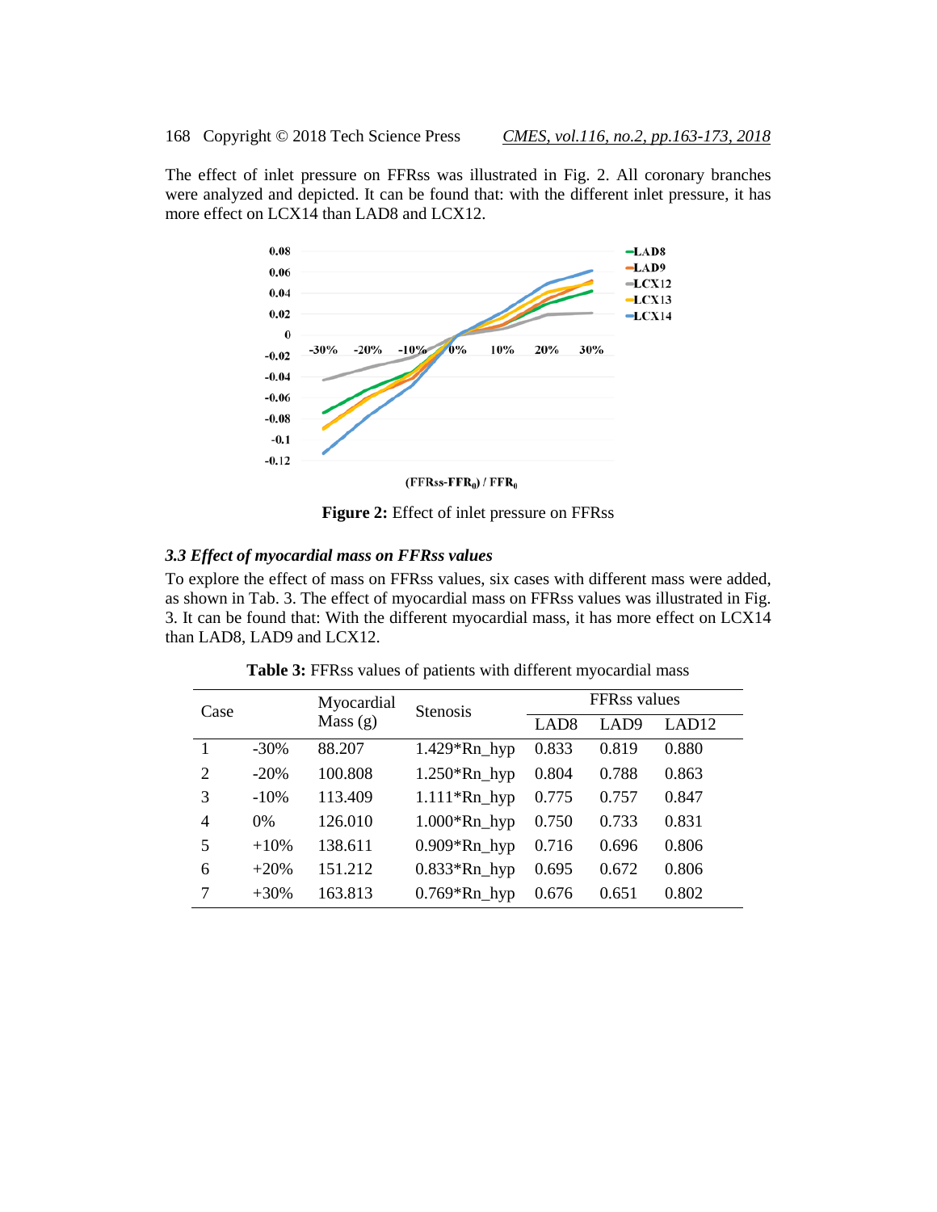The effect of inlet pressure on FFRss was illustrated in Fig. 2. All coronary branches were analyzed and depicted. It can be found that: with the different inlet pressure, it has more effect on LCX14 than LAD8 and LCX12.

**Figure 2:** Effect of inlet pressure on FFRss

### *3.3 Effect of myocardial mass on FFRss values*

To explore the effect of mass on FFRss values, six cases with different mass were added, as shown in Tab. 3. The effect of myocardial mass on FFRss values was illustrated in Fig. 3. It can be found that: With the different myocardial mass, it has more effect on LCX14 than LAD8, LAD9 and LCX12.

**Table 3:** FFRss values of patients with different myocardial mass

| Case | | Myocardial Mass (g) | Stenosis | FFRss values | | |
|---|---|---|---|---|---|---|
| | | | | LAD8 | LAD9 | LAD12 |
| 1 | -30% | 88.207 | 1.429*Rn_hyp | 0.833 | 0.819 | 0.880 |
| 2 | -20% | 100.808 | 1.250*Rn_hyp | 0.804 | 0.788 | 0.863 |
| 3 | -10% | 113.409 | 1.111*Rn_hyp | 0.775 | 0.757 | 0.847 |
| 4 | 0% | 126.010 | 1.000*Rn_hyp | 0.750 | 0.733 | 0.831 |
| 5 | +10% | 138.611 | 0.909*Rn_hyp | 0.716 | 0.696 | 0.806 |
| 6 | +20% | 151.212 | 0.833*Rn_hyp | 0.695 | 0.672 | 0.806 |
| 7 | +30% | 163.813 | 0.769*Rn_hyp | 0.676 | 0.651 | 0.802 |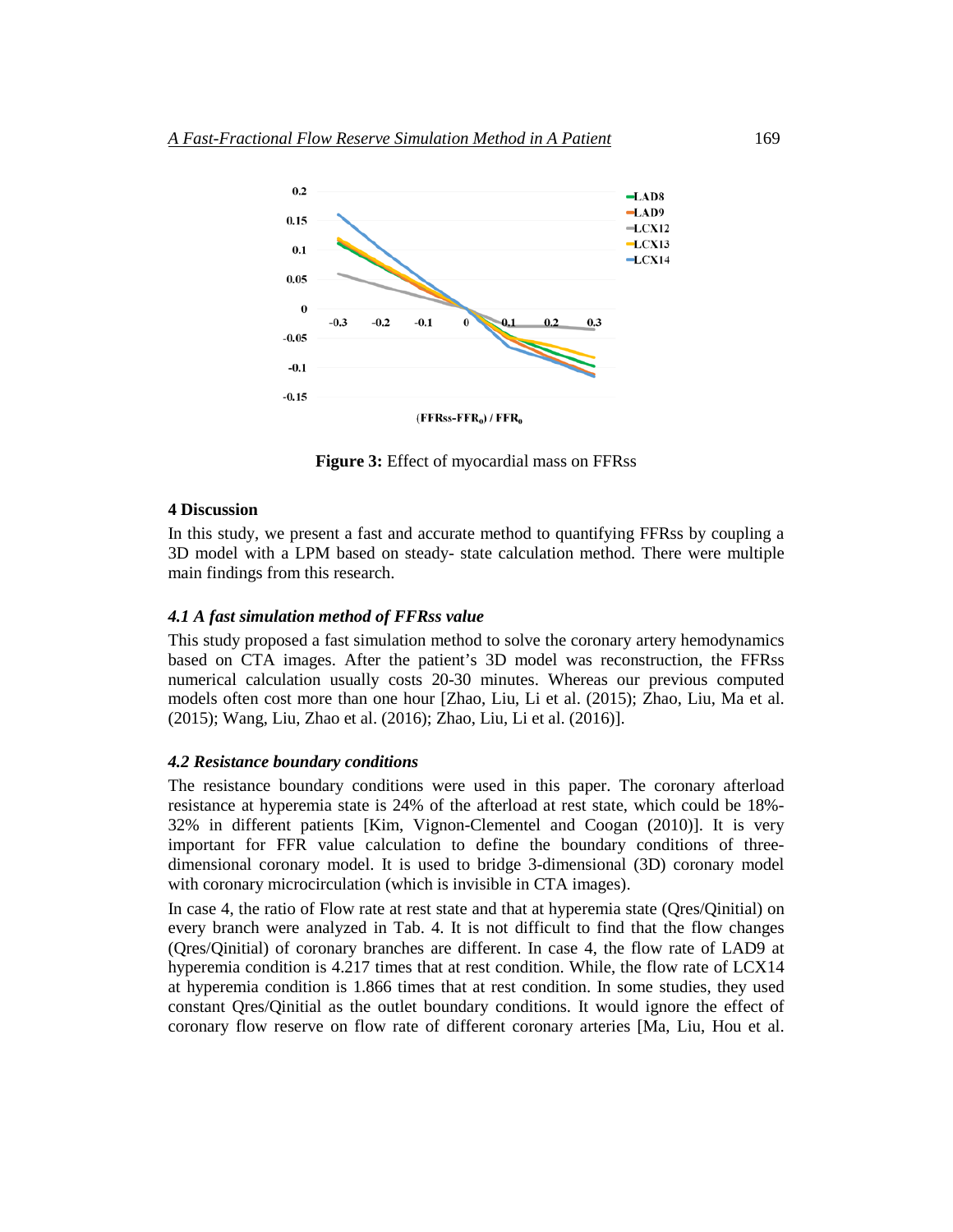Figure 3: Effect of myocardial mass on FFRss

## 4 Discussion

In this study, we present a fast and accurate method to quantifying FFRss by coupling a 3D model with a LPM based on steady- state calculation method. There were multiple main findings from this research.

### *4.1 A fast simulation method of FFRss value*

This study proposed a fast simulation method to solve the coronary artery hemodynamics based on CTA images. After the patient's 3D model was reconstruction, the FFRss numerical calculation usually costs 20-30 minutes. Whereas our previous computed models often cost more than one hour [Zhao, Liu, Li et al. (2015); Zhao, Liu, Ma et al. (2015); Wang, Liu, Zhao et al. (2016); Zhao, Liu, Li et al. (2016)].

### *4.2 Resistance boundary conditions*

The resistance boundary conditions were used in this paper. The coronary afterload resistance at hyperemia state is 24% of the afterload at rest state, which could be 18%-32% in different patients [Kim, Vignon-Clementel and Coogan (2010)]. It is very important for FFR value calculation to define the boundary conditions of three-dimensional coronary model. It is used to bridge 3-dimensional (3D) coronary model with coronary microcirculation (which is invisible in CTA images).

In case 4, the ratio of Flow rate at rest state and that at hyperemia state (Qres/Qinitial) on every branch were analyzed in Tab. 4. It is not difficult to find that the flow changes (Qres/Qinitial) of coronary branches are different. In case 4, the flow rate of LAD9 at hyperemia condition is 4.217 times that at rest condition. While, the flow rate of LCX14 at hyperemia condition is 1.866 times that at rest condition. In some studies, they used constant Qres/Qinitial as the outlet boundary conditions. It would ignore the effect of coronary flow reserve on flow rate of different coronary arteries [Ma, Liu, Hou et al.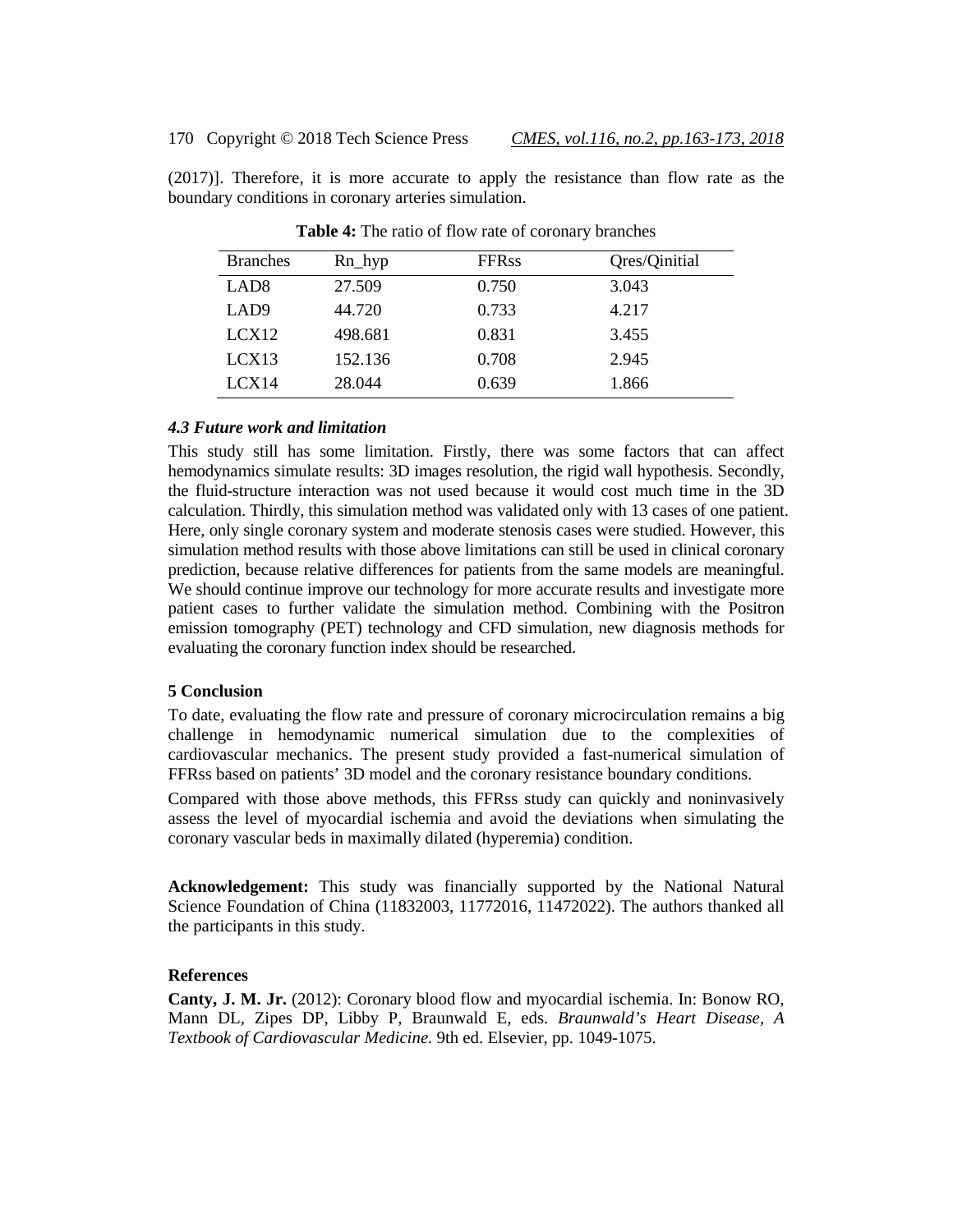(2017)]. Therefore, it is more accurate to apply the resistance than flow rate as the boundary conditions in coronary arteries simulation.

**Table 4:** The ratio of flow rate of coronary branches

| Branches | Rn_hyp | FFRss | Qres/Qinitial |
|---|---|---|---|
| LAD8 | 27.509 | 0.750 | 3.043 |
| LAD9 | 44.720 | 0.733 | 4.217 |
| LCX12 | 498.681 | 0.831 | 3.455 |
| LCX13 | 152.136 | 0.708 | 2.945 |
| LCX14 | 28.044 | 0.639 | 1.866 |

### *4.3 Future work and limitation*

This study still has some limitation. Firstly, there was some factors that can affect hemodynamics simulate results: 3D images resolution, the rigid wall hypothesis. Secondly, the fluid-structure interaction was not used because it would cost much time in the 3D calculation. Thirdly, this simulation method was validated only with 13 cases of one patient. Here, only single coronary system and moderate stenosis cases were studied. However, this simulation method results with those above limitations can still be used in clinical coronary prediction, because relative differences for patients from the same models are meaningful. We should continue improve our technology for more accurate results and investigate more patient cases to further validate the simulation method. Combining with the Positron emission tomography (PET) technology and CFD simulation, new diagnosis methods for evaluating the coronary function index should be researched.

## 5 Conclusion

To date, evaluating the flow rate and pressure of coronary microcirculation remains a big challenge in hemodynamic numerical simulation due to the complexities of cardiovascular mechanics. The present study provided a fast-numerical simulation of FFRss based on patients' 3D model and the coronary resistance boundary conditions.

Compared with those above methods, this FFRss study can quickly and noninvasively assess the level of myocardial ischemia and avoid the deviations when simulating the coronary vascular beds in maximally dilated (hyperemia) condition.

**Acknowledgement:** This study was financially supported by the National Natural Science Foundation of China (11832003, 11772016, 11472022). The authors thanked all the participants in this study.

## References

**Canty, J. M. Jr.** (2012): Coronary blood flow and myocardial ischemia. In: Bonow RO, Mann DL, Zipes DP, Libby P, Braunwald E, eds. *Braunwald's Heart Disease, A Textbook of Cardiovascular Medicine.* 9th ed. Elsevier, pp. 1049-1075.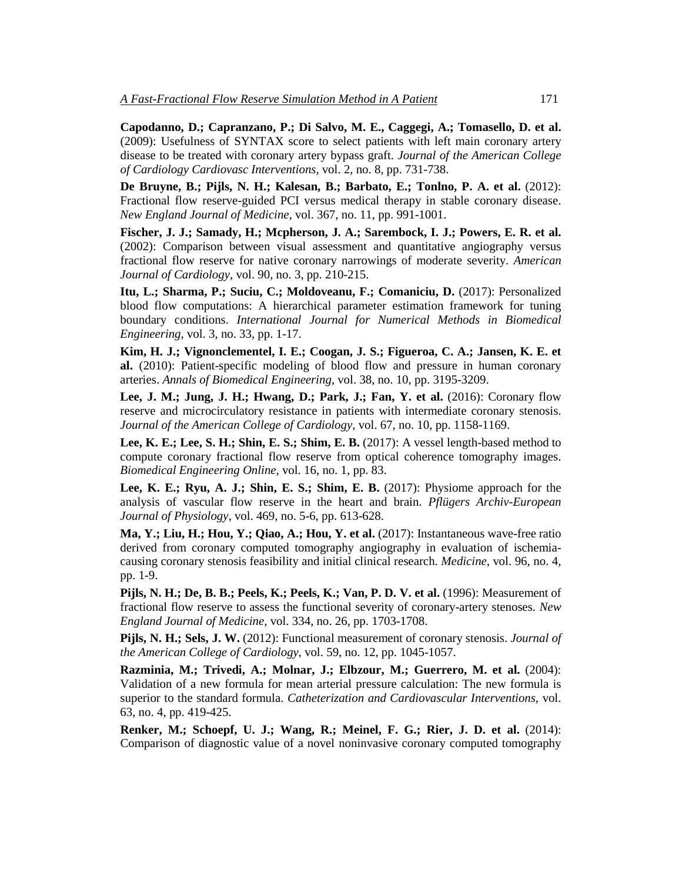**Capodanno, D.; Capranzano, P.; Di Salvo, M. E., Caggegi, A.; Tomasello, D. et al.** (2009): Usefulness of SYNTAX score to select patients with left main coronary artery disease to be treated with coronary artery bypass graft. *Journal of the American College of Cardiology Cardiovasc Interventions*, vol. 2, no. 8, pp. 731-738.

**De Bruyne, B.; Pijls, N. H.; Kalesan, B.; Barbato, E.; Tonlno, P. A. et al.** (2012): Fractional flow reserve-guided PCI versus medical therapy in stable coronary disease. *New England Journal of Medicine*, vol. 367, no. 11, pp. 991-1001.

**Fischer, J. J.; Samady, H.; Mcpherson, J. A.; Sarembock, I. J.; Powers, E. R. et al.** (2002): Comparison between visual assessment and quantitative angiography versus fractional flow reserve for native coronary narrowings of moderate severity. *American Journal of Cardiology*, vol. 90, no. 3, pp. 210-215.

**Itu, L.; Sharma, P.; Suciu, C.; Moldoveanu, F.; Comaniciu, D.** (2017): Personalized blood flow computations: A hierarchical parameter estimation framework for tuning boundary conditions. *International Journal for Numerical Methods in Biomedical Engineering*, vol. 3, no. 33, pp. 1-17.

**Kim, H. J.; Vignonclementel, I. E.; Coogan, J. S.; Figueroa, C. A.; Jansen, K. E. et al.** (2010): Patient-specific modeling of blood flow and pressure in human coronary arteries. *Annals of Biomedical Engineering*, vol. 38, no. 10, pp. 3195-3209.

**Lee, J. M.; Jung, J. H.; Hwang, D.; Park, J.; Fan, Y. et al.** (2016): Coronary flow reserve and microcirculatory resistance in patients with intermediate coronary stenosis. *Journal of the American College of Cardiology*, vol. 67, no. 10, pp. 1158-1169.

**Lee, K. E.; Lee, S. H.; Shin, E. S.; Shim, E. B.** (2017): A vessel length-based method to compute coronary fractional flow reserve from optical coherence tomography images. *Biomedical Engineering Online*, vol. 16, no. 1, pp. 83.

**Lee, K. E.; Ryu, A. J.; Shin, E. S.; Shim, E. B.** (2017): Physiome approach for the analysis of vascular flow reserve in the heart and brain. *Pflügers Archiv-European Journal of Physiology*, vol. 469, no. 5-6, pp. 613-628.

**Ma, Y.; Liu, H.; Hou, Y.; Qiao, A.; Hou, Y. et al.** (2017): Instantaneous wave-free ratio derived from coronary computed tomography angiography in evaluation of ischemia-causing coronary stenosis feasibility and initial clinical research. *Medicine*, vol. 96, no. 4, pp. 1-9.

**Pijls, N. H.; De, B. B.; Peels, K.; Peels, K.; Van, P. D. V. et al.** (1996): Measurement of fractional flow reserve to assess the functional severity of coronary-artery stenoses. *New England Journal of Medicine*, vol. 334, no. 26, pp. 1703-1708.

**Pijls, N. H.; Sels, J. W.** (2012): Functional measurement of coronary stenosis. *Journal of the American College of Cardiology*, vol. 59, no. 12, pp. 1045-1057.

**Razminia, M.; Trivedi, A.; Molnar, J.; Elbzour, M.; Guerrero, M. et al.** (2004): Validation of a new formula for mean arterial pressure calculation: The new formula is superior to the standard formula. *Catheterization and Cardiovascular Interventions*, vol. 63, no. 4, pp. 419-425.

**Renker, M.; Schoepf, U. J.; Wang, R.; Meinel, F. G.; Rier, J. D. et al.** (2014): Comparison of diagnostic value of a novel noninvasive coronary computed tomography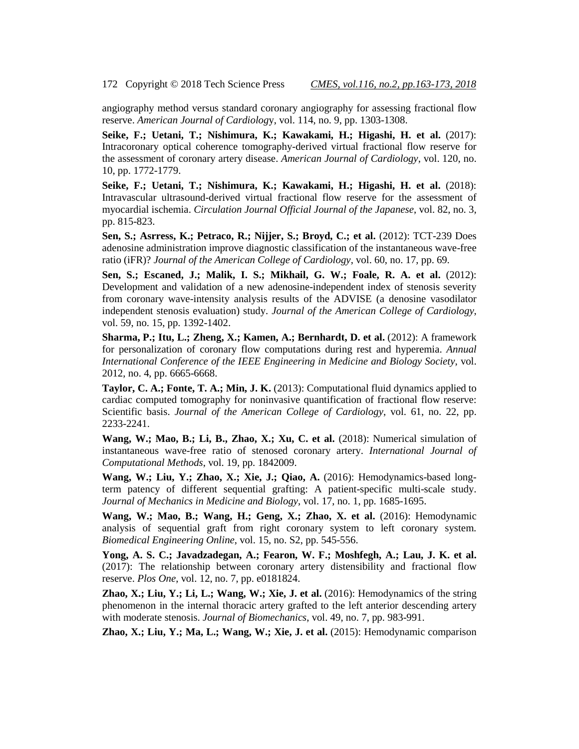angiography method versus standard coronary angiography for assessing fractional flow reserve. *American Journal of Cardiology*, vol. 114, no. 9, pp. 1303-1308.

**Seike, F.; Uetani, T.; Nishimura, K.; Kawakami, H.; Higashi, H. et al.** (2017): Intracoronary optical coherence tomography-derived virtual fractional flow reserve for the assessment of coronary artery disease. *American Journal of Cardiology*, vol. 120, no. 10, pp. 1772-1779.

**Seike, F.; Uetani, T.; Nishimura, K.; Kawakami, H.; Higashi, H. et al.** (2018): Intravascular ultrasound-derived virtual fractional flow reserve for the assessment of myocardial ischemia. *Circulation Journal Official Journal of the Japanese*, vol. 82, no. 3, pp. 815-823.

**Sen, S.; Asrress, K.; Petraco, R.; Nijjer, S.; Broyd, C.; et al.** (2012): TCT-239 Does adenosine administration improve diagnostic classification of the instantaneous wave-free ratio (iFR)? *Journal of the American College of Cardiology*, vol. 60, no. 17, pp. 69.

**Sen, S.; Escaned, J.; Malik, I. S.; Mikhail, G. W.; Foale, R. A. et al.** (2012): Development and validation of a new adenosine-independent index of stenosis severity from coronary wave-intensity analysis results of the ADVISE (a denosine vasodilator independent stenosis evaluation) study. *Journal of the American College of Cardiology*, vol. 59, no. 15, pp. 1392-1402.

**Sharma, P.; Itu, L.; Zheng, X.; Kamen, A.; Bernhardt, D. et al.** (2012): A framework for personalization of coronary flow computations during rest and hyperemia. *Annual International Conference of the IEEE Engineering in Medicine and Biology Society*, vol. 2012, no. 4, pp. 6665-6668.

**Taylor, C. A.; Fonte, T. A.; Min, J. K.** (2013): Computational fluid dynamics applied to cardiac computed tomography for noninvasive quantification of fractional flow reserve: Scientific basis. *Journal of the American College of Cardiology*, vol. 61, no. 22, pp. 2233-2241.

**Wang, W.; Mao, B.; Li, B., Zhao, X.; Xu, C. et al.** (2018): Numerical simulation of instantaneous wave-free ratio of stenosed coronary artery. *International Journal of Computational Methods*, vol. 19, pp. 1842009.

**Wang, W.; Liu, Y.; Zhao, X.; Xie, J.; Qiao, A.** (2016): Hemodynamics-based long-term patency of different sequential grafting: A patient-specific multi-scale study. *Journal of Mechanics in Medicine and Biology*, vol. 17, no. 1, pp. 1685-1695.

**Wang, W.; Mao, B.; Wang, H.; Geng, X.; Zhao, X. et al.** (2016): Hemodynamic analysis of sequential graft from right coronary system to left coronary system. *Biomedical Engineering Online*, vol. 15, no. S2, pp. 545-556.

**Yong, A. S. C.; Javadzadegan, A.; Fearon, W. F.; Moshfegh, A.; Lau, J. K. et al.** (2017): The relationship between coronary artery distensibility and fractional flow reserve. *Plos One*, vol. 12, no. 7, pp. e0181824.

**Zhao, X.; Liu, Y.; Li, L.; Wang, W.; Xie, J. et al.** (2016): Hemodynamics of the string phenomenon in the internal thoracic artery grafted to the left anterior descending artery with moderate stenosis. *Journal of Biomechanics*, vol. 49, no. 7, pp. 983-991.

**Zhao, X.; Liu, Y.; Ma, L.; Wang, W.; Xie, J. et al.** (2015): Hemodynamic comparison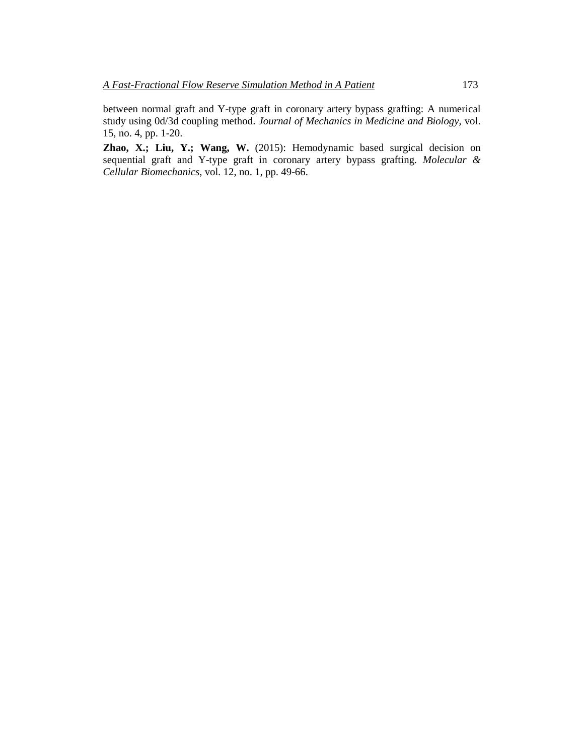between normal graft and Y-type graft in coronary artery bypass grafting: A numerical study using 0d/3d coupling method. *Journal of Mechanics in Medicine and Biology*, vol. 15, no. 4, pp. 1-20.

**Zhao, X.; Liu, Y.; Wang, W.** (2015): Hemodynamic based surgical decision on sequential graft and Y-type graft in coronary artery bypass grafting. *Molecular & Cellular Biomechanics*, vol. 12, no. 1, pp. 49-66.